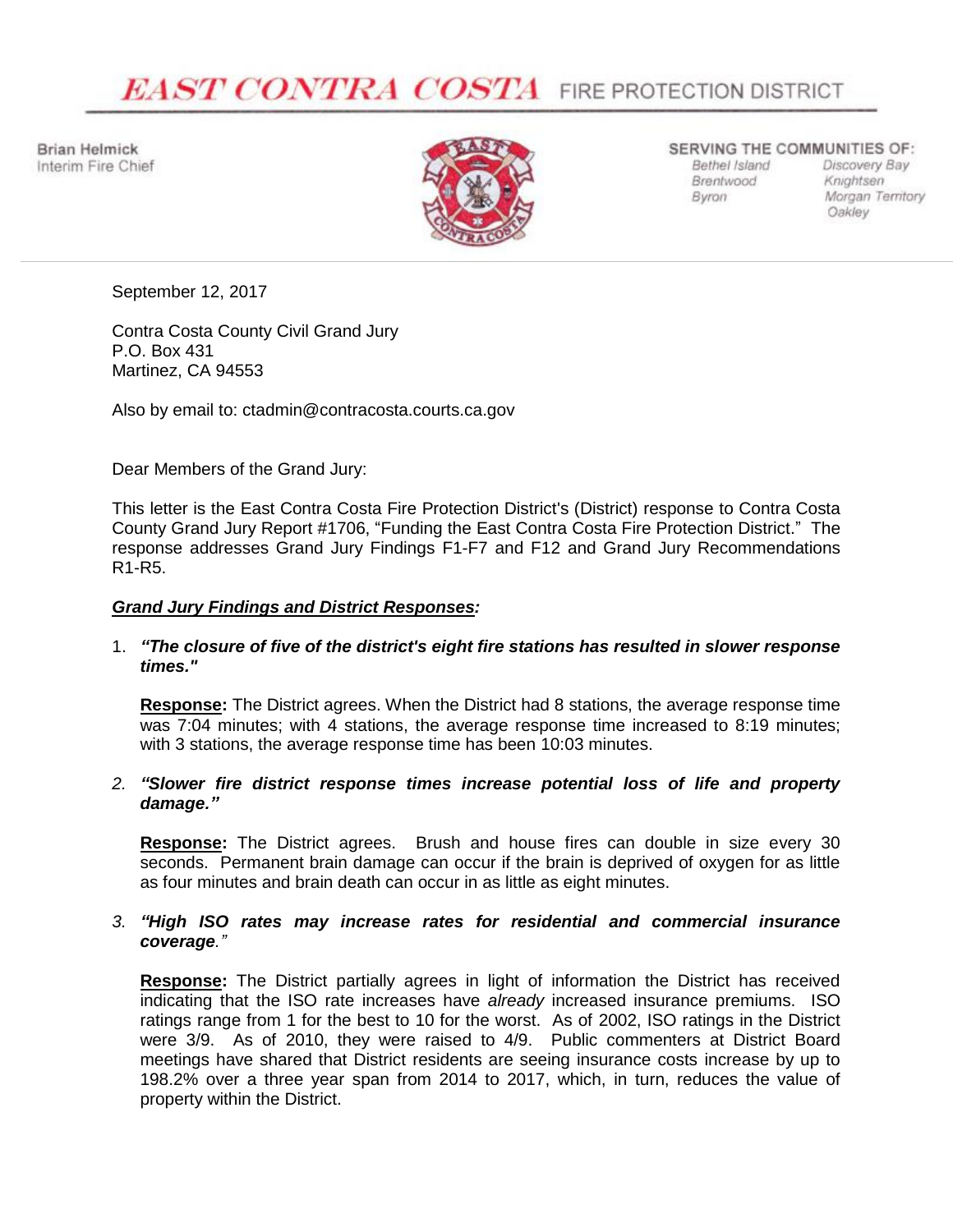# EAST CONTRA COSTA FIRE PROTECTION DISTRICT

Brian Helmick
Interim Fire Chief

SERVING THE COMMUNITIES OF:
Bethel Island, Brentwood, Byron, Discovery Bay, Knightsen, Morgan Territory, Oakley

September 12, 2017

Contra Costa County Civil Grand Jury
P.O. Box 431
Martinez, CA 94553

Also by email to: ctadmin@contracosta.courts.ca.gov

Dear Members of the Grand Jury:

This letter is the East Contra Costa Fire Protection District's (District) response to Contra Costa County Grand Jury Report #1706, "Funding the East Contra Costa Fire Protection District." The response addresses Grand Jury Findings F1-F7 and F12 and Grand Jury Recommendations R1-R5.

***Grand Jury Findings and District Responses:***

1. ***"The closure of five of the district's eight fire stations has resulted in slower response times."***

   **Response:** The District agrees. When the District had 8 stations, the average response time was 7:04 minutes; with 4 stations, the average response time increased to 8:19 minutes; with 3 stations, the average response time has been 10:03 minutes.

2. ***"Slower fire district response times increase potential loss of life and property damage."***

   **Response:** The District agrees. Brush and house fires can double in size every 30 seconds. Permanent brain damage can occur if the brain is deprived of oxygen for as little as four minutes and brain death can occur in as little as eight minutes.

3. ***"High ISO rates may increase rates for residential and commercial insurance coverage."***

   **Response:** The District partially agrees in light of information the District has received indicating that the ISO rate increases have *already* increased insurance premiums. ISO ratings range from 1 for the best to 10 for the worst. As of 2002, ISO ratings in the District were 3/9. As of 2010, they were raised to 4/9. Public commenters at District Board meetings have shared that District residents are seeing insurance costs increase by up to 198.2% over a three year span from 2014 to 2017, which, in turn, reduces the value of property within the District.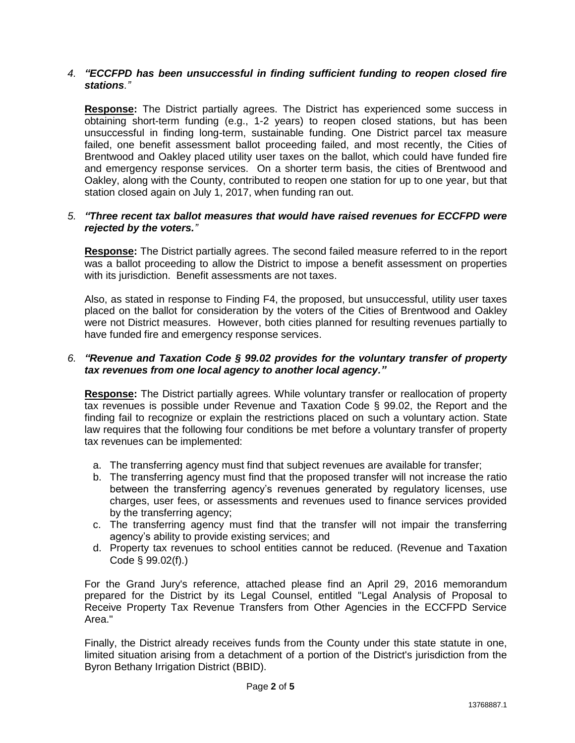4. ***"ECCFPD has been unsuccessful in finding sufficient funding to reopen closed fire stations."***

   **Response:** The District partially agrees. The District has experienced some success in obtaining short-term funding (e.g., 1-2 years) to reopen closed stations, but has been unsuccessful in finding long-term, sustainable funding. One District parcel tax measure failed, one benefit assessment ballot proceeding failed, and most recently, the Cities of Brentwood and Oakley placed utility user taxes on the ballot, which could have funded fire and emergency response services. On a shorter term basis, the cities of Brentwood and Oakley, along with the County, contributed to reopen one station for up to one year, but that station closed again on July 1, 2017, when funding ran out.

5. ***"Three recent tax ballot measures that would have raised revenues for ECCFPD were rejected by the voters."***

   **Response:** The District partially agrees. The second failed measure referred to in the report was a ballot proceeding to allow the District to impose a benefit assessment on properties with its jurisdiction. Benefit assessments are not taxes.

   Also, as stated in response to Finding F4, the proposed, but unsuccessful, utility user taxes placed on the ballot for consideration by the voters of the Cities of Brentwood and Oakley were not District measures. However, both cities planned for resulting revenues partially to have funded fire and emergency response services.

6. ***"Revenue and Taxation Code § 99.02 provides for the voluntary transfer of property tax revenues from one local agency to another local agency."***

   **Response:** The District partially agrees. While voluntary transfer or reallocation of property tax revenues is possible under Revenue and Taxation Code § 99.02, the Report and the finding fail to recognize or explain the restrictions placed on such a voluntary action. State law requires that the following four conditions be met before a voluntary transfer of property tax revenues can be implemented:

   a. The transferring agency must find that subject revenues are available for transfer;
   b. The transferring agency must find that the proposed transfer will not increase the ratio between the transferring agency's revenues generated by regulatory licenses, use charges, user fees, or assessments and revenues used to finance services provided by the transferring agency;
   c. The transferring agency must find that the transfer will not impair the transferring agency's ability to provide existing services; and
   d. Property tax revenues to school entities cannot be reduced. (Revenue and Taxation Code § 99.02(f).)

   For the Grand Jury's reference, attached please find an April 29, 2016 memorandum prepared for the District by its Legal Counsel, entitled "Legal Analysis of Proposal to Receive Property Tax Revenue Transfers from Other Agencies in the ECCFPD Service Area."

   Finally, the District already receives funds from the County under this state statute in one, limited situation arising from a detachment of a portion of the District's jurisdiction from the Byron Bethany Irrigation District (BBID).

13768887.1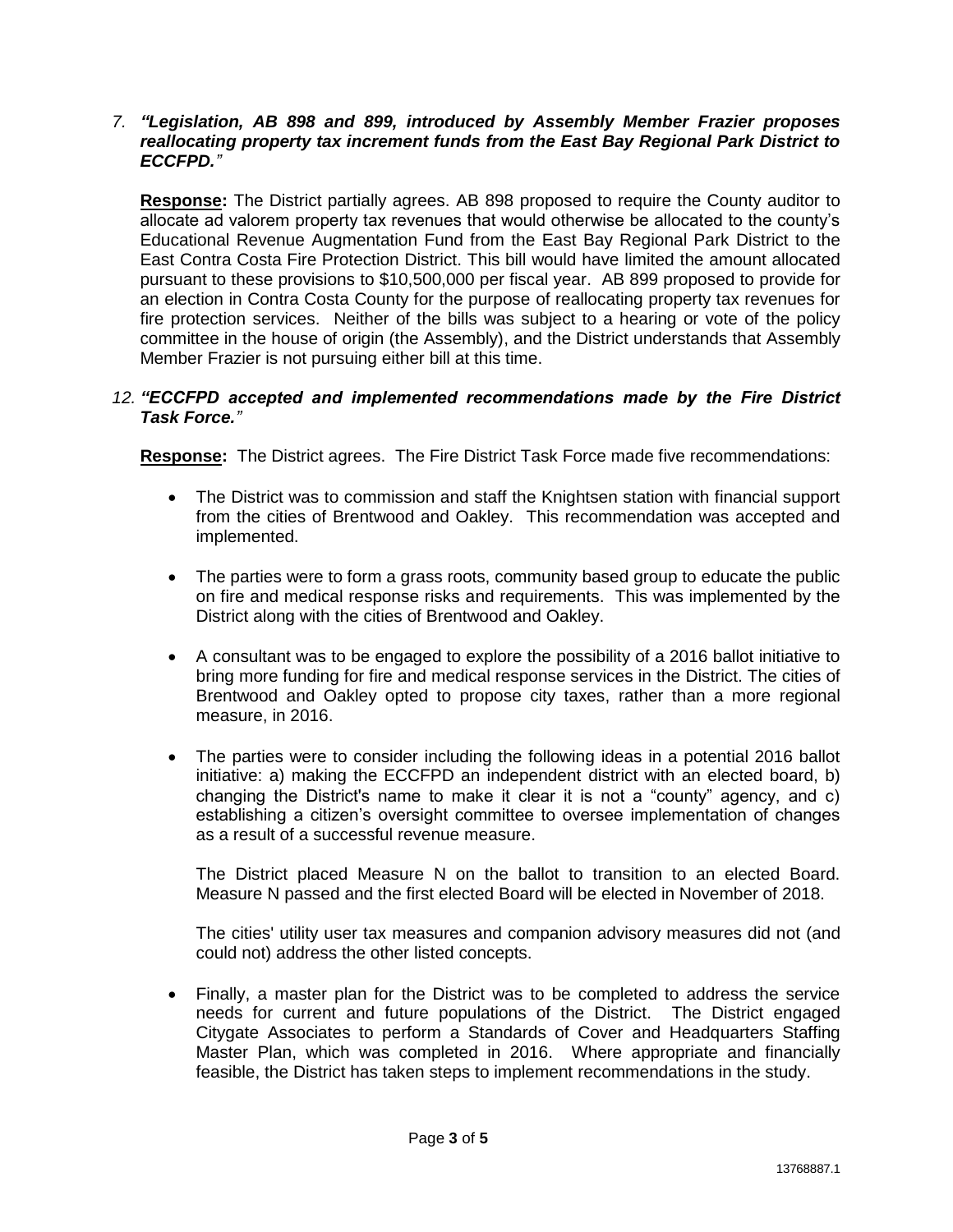7. ***"Legislation, AB 898 and 899, introduced by Assembly Member Frazier proposes reallocating property tax increment funds from the East Bay Regional Park District to ECCFPD."***

   **Response:** The District partially agrees. AB 898 proposed to require the County auditor to allocate ad valorem property tax revenues that would otherwise be allocated to the county's Educational Revenue Augmentation Fund from the East Bay Regional Park District to the East Contra Costa Fire Protection District. This bill would have limited the amount allocated pursuant to these provisions to $10,500,000 per fiscal year. AB 899 proposed to provide for an election in Contra Costa County for the purpose of reallocating property tax revenues for fire protection services. Neither of the bills was subject to a hearing or vote of the policy committee in the house of origin (the Assembly), and the District understands that Assembly Member Frazier is not pursuing either bill at this time.

12. ***"ECCFPD accepted and implemented recommendations made by the Fire District Task Force."***

    **Response:** The District agrees. The Fire District Task Force made five recommendations:

    - The District was to commission and staff the Knightsen station with financial support from the cities of Brentwood and Oakley. This recommendation was accepted and implemented.

    - The parties were to form a grass roots, community based group to educate the public on fire and medical response risks and requirements. This was implemented by the District along with the cities of Brentwood and Oakley.

    - A consultant was to be engaged to explore the possibility of a 2016 ballot initiative to bring more funding for fire and medical response services in the District. The cities of Brentwood and Oakley opted to propose city taxes, rather than a more regional measure, in 2016.

    - The parties were to consider including the following ideas in a potential 2016 ballot initiative: a) making the ECCFPD an independent district with an elected board, b) changing the District's name to make it clear it is not a "county" agency, and c) establishing a citizen's oversight committee to oversee implementation of changes as a result of a successful revenue measure.

      The District placed Measure N on the ballot to transition to an elected Board. Measure N passed and the first elected Board will be elected in November of 2018.

      The cities' utility user tax measures and companion advisory measures did not (and could not) address the other listed concepts.

    - Finally, a master plan for the District was to be completed to address the service needs for current and future populations of the District. The District engaged Citygate Associates to perform a Standards of Cover and Headquarters Staffing Master Plan, which was completed in 2016. Where appropriate and financially feasible, the District has taken steps to implement recommendations in the study.

13768887.1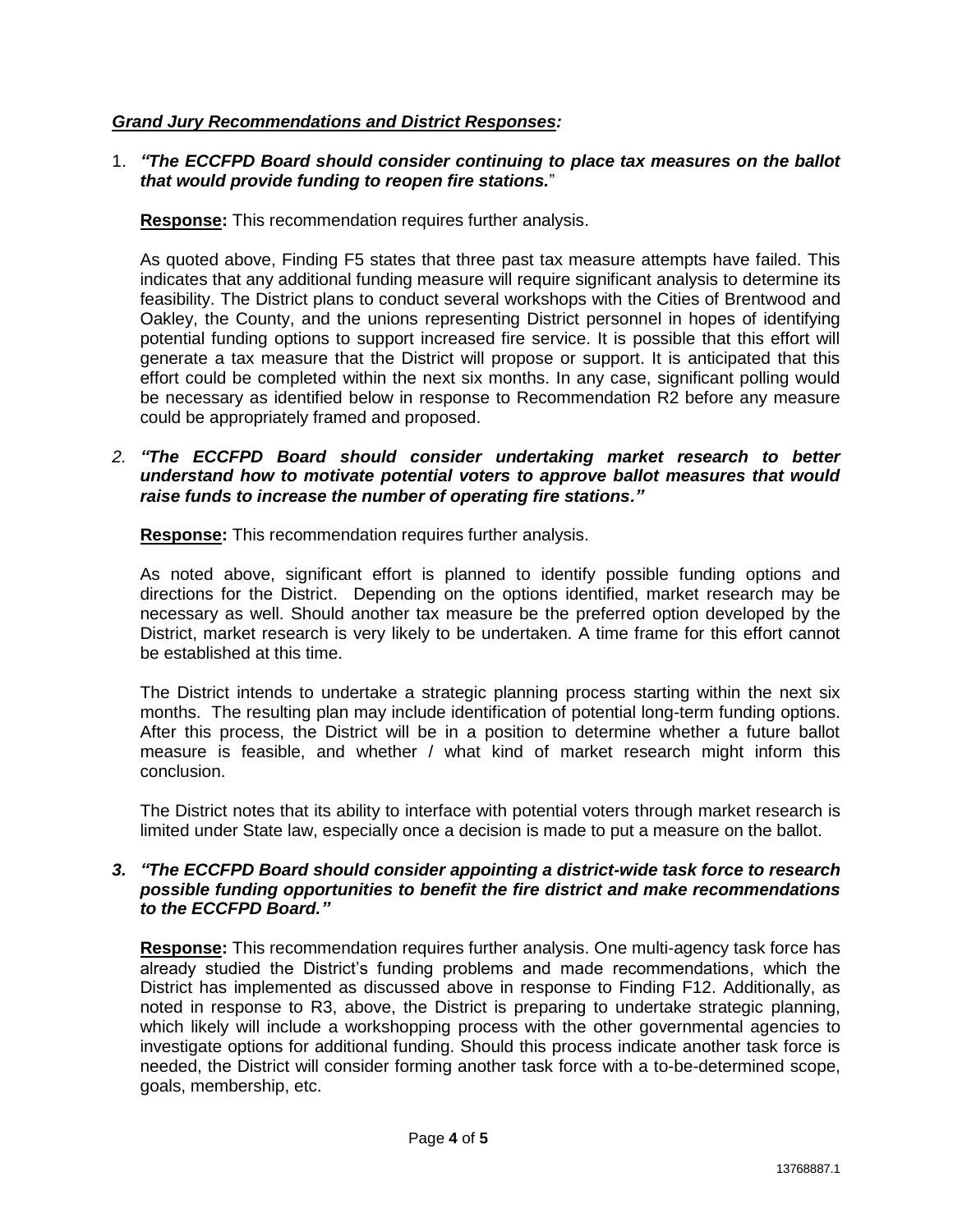***Grand Jury Recommendations and District Responses:***

1. ***"The ECCFPD Board should consider continuing to place tax measures on the ballot that would provide funding to reopen fire stations.***"

   **Response:** This recommendation requires further analysis.

   As quoted above, Finding F5 states that three past tax measure attempts have failed. This indicates that any additional funding measure will require significant analysis to determine its feasibility. The District plans to conduct several workshops with the Cities of Brentwood and Oakley, the County, and the unions representing District personnel in hopes of identifying potential funding options to support increased fire service. It is possible that this effort will generate a tax measure that the District will propose or support. It is anticipated that this effort could be completed within the next six months. In any case, significant polling would be necessary as identified below in response to Recommendation R2 before any measure could be appropriately framed and proposed.

2. ***"The ECCFPD Board should consider undertaking market research to better understand how to motivate potential voters to approve ballot measures that would raise funds to increase the number of operating fire stations."***

   **Response:** This recommendation requires further analysis.

   As noted above, significant effort is planned to identify possible funding options and directions for the District. Depending on the options identified, market research may be necessary as well. Should another tax measure be the preferred option developed by the District, market research is very likely to be undertaken. A time frame for this effort cannot be established at this time.

   The District intends to undertake a strategic planning process starting within the next six months. The resulting plan may include identification of potential long-term funding options. After this process, the District will be in a position to determine whether a future ballot measure is feasible, and whether / what kind of market research might inform this conclusion.

   The District notes that its ability to interface with potential voters through market research is limited under State law, especially once a decision is made to put a measure on the ballot.

3. ***"The ECCFPD Board should consider appointing a district-wide task force to research possible funding opportunities to benefit the fire district and make recommendations to the ECCFPD Board."***

   **Response:** This recommendation requires further analysis. One multi-agency task force has already studied the District's funding problems and made recommendations, which the District has implemented as discussed above in response to Finding F12. Additionally, as noted in response to R3, above, the District is preparing to undertake strategic planning, which likely will include a workshopping process with the other governmental agencies to investigate options for additional funding. Should this process indicate another task force is needed, the District will consider forming another task force with a to-be-determined scope, goals, membership, etc.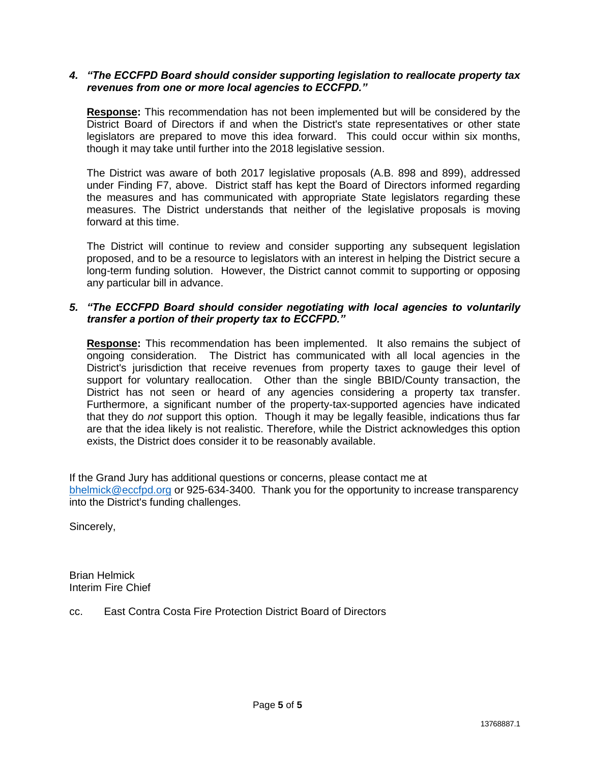4. ***"The ECCFPD Board should consider supporting legislation to reallocate property tax revenues from one or more local agencies to ECCFPD."***

   **Response:** This recommendation has not been implemented but will be considered by the District Board of Directors if and when the District's state representatives or other state legislators are prepared to move this idea forward. This could occur within six months, though it may take until further into the 2018 legislative session.

   The District was aware of both 2017 legislative proposals (A.B. 898 and 899), addressed under Finding F7, above. District staff has kept the Board of Directors informed regarding the measures and has communicated with appropriate State legislators regarding these measures. The District understands that neither of the legislative proposals is moving forward at this time.

   The District will continue to review and consider supporting any subsequent legislation proposed, and to be a resource to legislators with an interest in helping the District secure a long-term funding solution. However, the District cannot commit to supporting or opposing any particular bill in advance.

5. ***"The ECCFPD Board should consider negotiating with local agencies to voluntarily transfer a portion of their property tax to ECCFPD."***

   **Response:** This recommendation has been implemented. It also remains the subject of ongoing consideration. The District has communicated with all local agencies in the District's jurisdiction that receive revenues from property taxes to gauge their level of support for voluntary reallocation. Other than the single BBID/County transaction, the District has not seen or heard of any agencies considering a property tax transfer. Furthermore, a significant number of the property-tax-supported agencies have indicated that they do *not* support this option. Though it may be legally feasible, indications thus far are that the idea likely is not realistic. Therefore, while the District acknowledges this option exists, the District does consider it to be reasonably available.

If the Grand Jury has additional questions or concerns, please contact me at bhelmick@eccfpd.org or 925-634-3400. Thank you for the opportunity to increase transparency into the District's funding challenges.

Sincerely,

Brian Helmick
Interim Fire Chief

cc. East Contra Costa Fire Protection District Board of Directors

13768887.1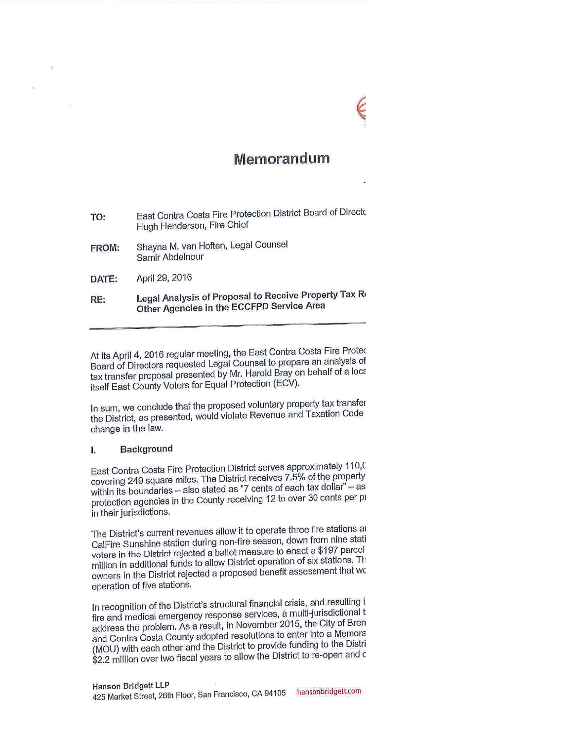# Memorandum

**TO:** East Contra Costa Fire Protection District Board of Directc
Hugh Henderson, Fire Chief

**FROM:** Shayna M. van Hoften, Legal Counsel
Samir Abdelnour

**DATE:** April 29, 2016

**RE:** **Legal Analysis of Proposal to Receive Property Tax R Other Agencies in the ECCFPD Service Area**

---

At its April 4, 2016 regular meeting, the East Contra Costa Fire Protec Board of Directors requested Legal Counsel to prepare an analysis of tax transfer proposal presented by Mr. Harold Bray on behalf of a loca itself East County Voters for Equal Protection (ECV).

In sum, we conclude that the proposed voluntary property tax transfer the District, as presented, would violate Revenue and Taxation Code change in the law.

## I. Background

East Contra Costa Fire Protection District serves approximately 110,C covering 249 square miles. The District receives 7.5% of the property within its boundaries – also stated as "7 cents of each tax dollar" – as protection agencies in the County receiving 12 to over 30 cents per pı in their jurisdictions.

The District's current revenues allow it to operate three fire stations aı CalFire Sunshine station during non-fire season, down from nine stati voters in the District rejected a ballot measure to enact a $197 parcel million in additional funds to allow District operation of six stations. Th owners in the District rejected a proposed benefit assessment that wc operation of five stations.

In recognition of the District's structural financial crisis, and resulting i fire and medical emergency response services, a multi-jurisdictional t address the problem. As a result, in November 2015, the City of Bren and Contra Costa County adopted resolutions to enter into a Memora (MOU) with each other and the District to provide funding to the Distri $2.2 million over two fiscal years to allow the District to re-open and c

Hanson Bridgett LLP
425 Market Street, 26th Floor, San Francisco, CA 94105 hansonbridgett.com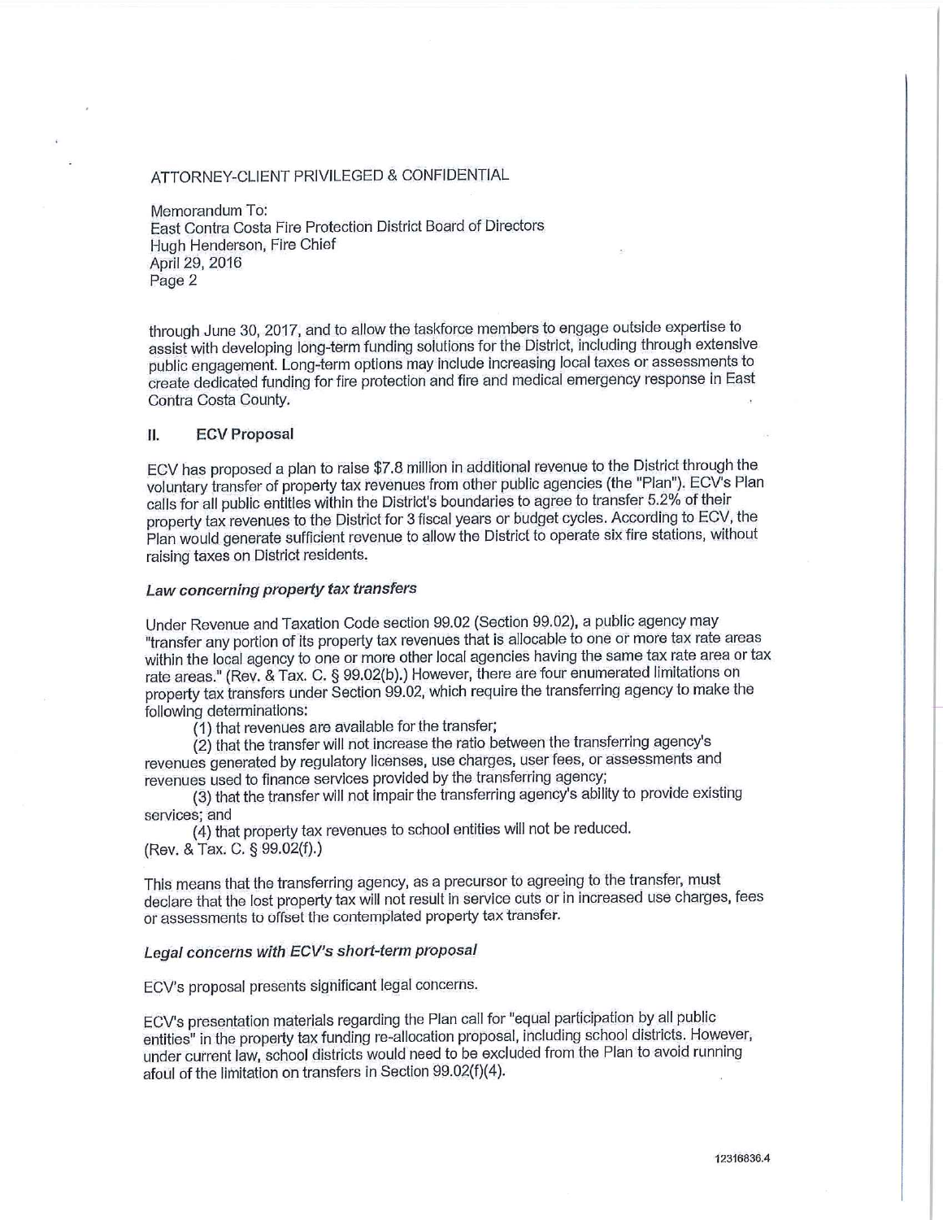ATTORNEY-CLIENT PRIVILEGED & CONFIDENTIAL

through June 30, 2017, and to allow the taskforce members to engage outside expertise to assist with developing long-term funding solutions for the District, including through extensive public engagement. Long-term options may include increasing local taxes or assessments to create dedicated funding for fire protection and fire and medical emergency response in East Contra Costa County.

## II. ECV Proposal

ECV has proposed a plan to raise $7.8 million in additional revenue to the District through the voluntary transfer of property tax revenues from other public agencies (the "Plan"). ECV's Plan calls for all public entities within the District's boundaries to agree to transfer 5.2% of their property tax revenues to the District for 3 fiscal years or budget cycles. According to ECV, the Plan would generate sufficient revenue to allow the District to operate six fire stations, without raising taxes on District residents.

### *Law concerning property tax transfers*

Under Revenue and Taxation Code section 99.02 (Section 99.02), a public agency may "transfer any portion of its property tax revenues that is allocable to one or more tax rate areas within the local agency to one or more other local agencies having the same tax rate area or tax rate areas." (Rev. & Tax. C. § 99.02(b).) However, there are four enumerated limitations on property tax transfers under Section 99.02, which require the transferring agency to make the following determinations:

(1) that revenues are available for the transfer;

(2) that the transfer will not increase the ratio between the transferring agency's revenues generated by regulatory licenses, use charges, user fees, or assessments and revenues used to finance services provided by the transferring agency;

(3) that the transfer will not impair the transferring agency's ability to provide existing services; and

(4) that property tax revenues to school entities will not be reduced.

(Rev. & Tax. C. § 99.02(f).)

This means that the transferring agency, as a precursor to agreeing to the transfer, must declare that the lost property tax will not result in service cuts or in increased use charges, fees or assessments to offset the contemplated property tax transfer.

### *Legal concerns with ECV's short-term proposal*

ECV's proposal presents significant legal concerns.

ECV's presentation materials regarding the Plan call for "equal participation by all public entities" in the property tax funding re-allocation proposal, including school districts. However, under current law, school districts would need to be excluded from the Plan to avoid running afoul of the limitation on transfers in Section 99.02(f)(4).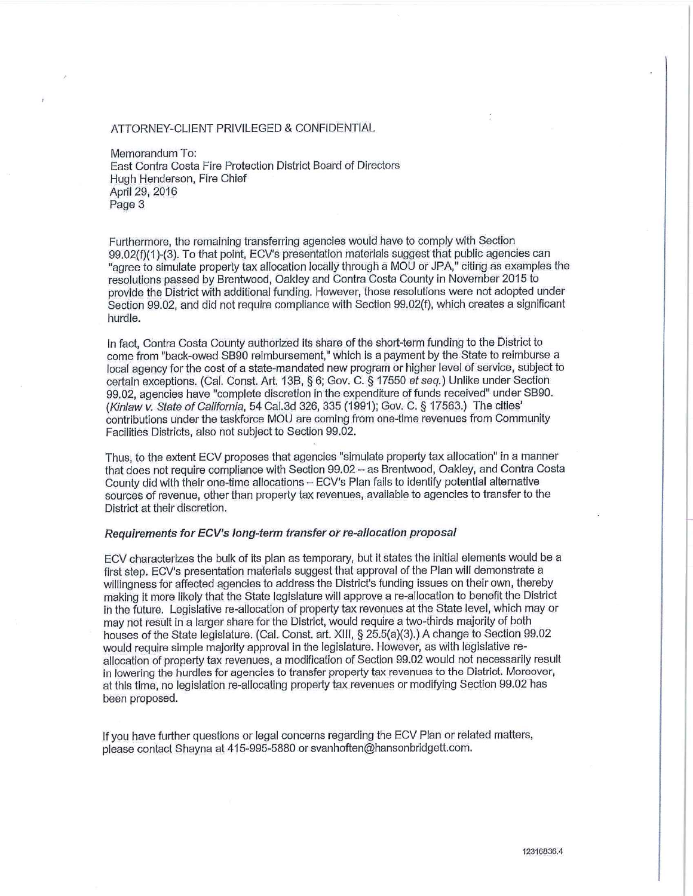ATTORNEY-CLIENT PRIVILEGED & CONFIDENTIAL

Memorandum To:
East Contra Costa Fire Protection District Board of Directors
Hugh Henderson, Fire Chief
April 29, 2016
Page 3

Furthermore, the remaining transferring agencies would have to comply with Section 99.02(f)(1)-(3). To that point, ECV's presentation materials suggest that public agencies can "agree to simulate property tax allocation locally through a MOU or JPA," citing as examples the resolutions passed by Brentwood, Oakley and Contra Costa County in November 2015 to provide the District with additional funding. However, those resolutions were not adopted under Section 99.02, and did not require compliance with Section 99.02(f), which creates a significant hurdle.

In fact, Contra Costa County authorized its share of the short-term funding to the District to come from "back-owed SB90 reimbursement," which is a payment by the State to reimburse a local agency for the cost of a state-mandated new program or higher level of service, subject to certain exceptions. (Cal. Const. Art. 13B, § 6; Gov. C. § 17550 *et seq.*) Unlike under Section 99.02, agencies have "complete discretion in the expenditure of funds received" under SB90. (*Kinlaw v. State of California*, 54 Cal.3d 326, 335 (1991); Gov. C. § 17563.) The cities' contributions under the taskforce MOU are coming from one-time revenues from Community Facilities Districts, also not subject to Section 99.02.

Thus, to the extent ECV proposes that agencies "simulate property tax allocation" in a manner that does not require compliance with Section 99.02 – as Brentwood, Oakley, and Contra Costa County did with their one-time allocations – ECV's Plan fails to identify potential alternative sources of revenue, other than property tax revenues, available to agencies to transfer to the District at their discretion.

***Requirements for ECV's long-term transfer or re-allocation proposal***

ECV characterizes the bulk of its plan as temporary, but it states the initial elements would be a first step. ECV's presentation materials suggest that approval of the Plan will demonstrate a willingness for affected agencies to address the District's funding issues on their own, thereby making it more likely that the State legislature will approve a re-allocation to benefit the District in the future. Legislative re-allocation of property tax revenues at the State level, which may or may not result in a larger share for the District, would require a two-thirds majority of both houses of the State legislature. (Cal. Const. art. XIII, § 25.5(a)(3).) A change to Section 99.02 would require simple majority approval in the legislature. However, as with legislative re-allocation of property tax revenues, a modification of Section 99.02 would not necessarily result in lowering the hurdles for agencies to transfer property tax revenues to the District. Moreover, at this time, no legislation re-allocating property tax revenues or modifying Section 99.02 has been proposed.

If you have further questions or legal concerns regarding the ECV Plan or related matters, please contact Shayna at 415-995-5880 or svanhoften@hansonbridgett.com.

12316836.4